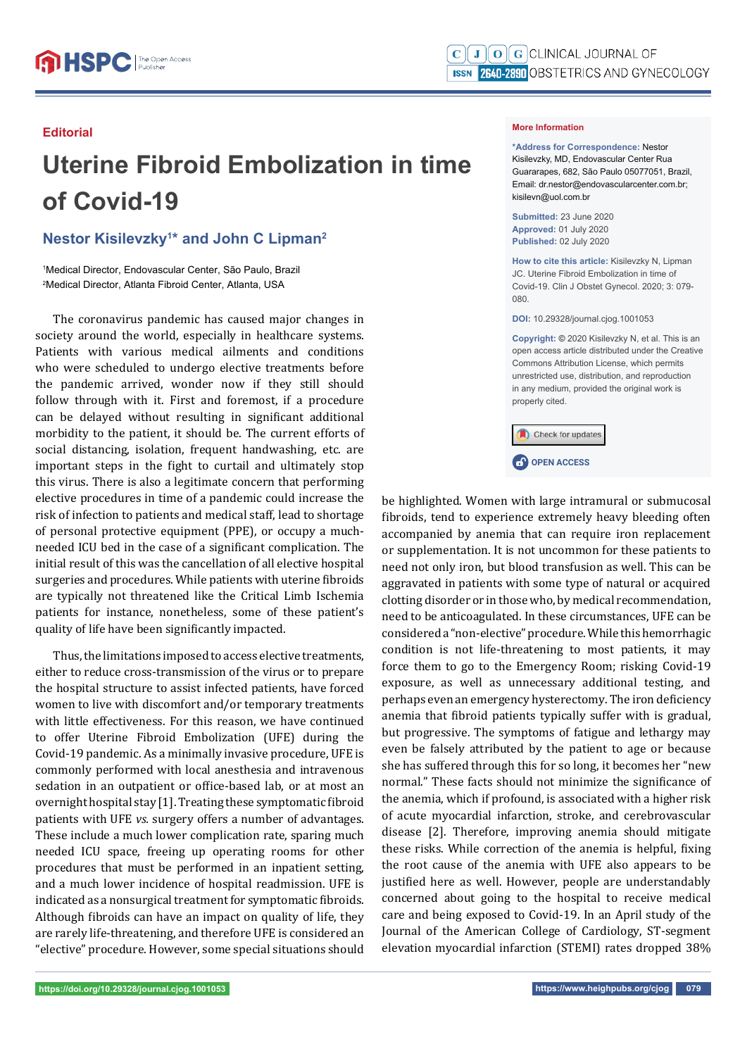Editorial

# Uterine Fibroid Embolization in time of Covid-19

## Nestor Kisilevzky[1]* and John C Lipman[2]

[1]Medical Director, Endovascular Center, São Paulo, Brazil
[2]Medical Director, Atlanta Fibroid Center, Atlanta, USA

**More Information**

**\*Address for Correspondence:** Nestor Kisilevzky, MD, Endovascular Center Rua Guararapes, 682, São Paulo 05077051, Brazil, Email: dr.nestor@endovascularcenter.com.br; kisilevn@uol.com.br

**Submitted:** 23 June 2020
**Approved:** 01 July 2020
**Published:** 02 July 2020

**How to cite this article:** Kisilevzky N, Lipman JC. Uterine Fibroid Embolization in time of Covid-19. Clin J Obstet Gynecol. 2020; 3: 079-080.

**DOI:** 10.29328/journal.cjog.1001053

**Copyright:** © 2020 Kisilevzky N, et al. This is an open access article distributed under the Creative Commons Attribution License, which permits unrestricted use, distribution, and reproduction in any medium, provided the original work is properly cited.

OPEN ACCESS

The coronavirus pandemic has caused major changes in society around the world, especially in healthcare systems. Patients with various medical ailments and conditions who were scheduled to undergo elective treatments before the pandemic arrived, wonder now if they still should follow through with it. First and foremost, if a procedure can be delayed without resulting in significant additional morbidity to the patient, it should be. The current efforts of social distancing, isolation, frequent handwashing, etc. are important steps in the fight to curtail and ultimately stop this virus. There is also a legitimate concern that performing elective procedures in time of a pandemic could increase the risk of infection to patients and medical staff, lead to shortage of personal protective equipment (PPE), or occupy a much-needed ICU bed in the case of a significant complication. The initial result of this was the cancellation of all elective hospital surgeries and procedures. While patients with uterine fibroids are typically not threatened like the Critical Limb Ischemia patients for instance, nonetheless, some of these patient's quality of life have been significantly impacted.

Thus, the limitations imposed to access elective treatments, either to reduce cross-transmission of the virus or to prepare the hospital structure to assist infected patients, have forced women to live with discomfort and/or temporary treatments with little effectiveness. For this reason, we have continued to offer Uterine Fibroid Embolization (UFE) during the Covid-19 pandemic. As a minimally invasive procedure, UFE is commonly performed with local anesthesia and intravenous sedation in an outpatient or office-based lab, or at most an overnight hospital stay [1]. Treating these symptomatic fibroid patients with UFE *vs.* surgery offers a number of advantages. These include a much lower complication rate, sparing much needed ICU space, freeing up operating rooms for other procedures that must be performed in an inpatient setting, and a much lower incidence of hospital readmission. UFE is indicated as a nonsurgical treatment for symptomatic fibroids. Although fibroids can have an impact on quality of life, they are rarely life-threatening, and therefore UFE is considered an "elective" procedure. However, some special situations should be highlighted. Women with large intramural or submucosal fibroids, tend to experience extremely heavy bleeding often accompanied by anemia that can require iron replacement or supplementation. It is not uncommon for these patients to need not only iron, but blood transfusion as well. This can be aggravated in patients with some type of natural or acquired clotting disorder or in those who, by medical recommendation, need to be anticoagulated. In these circumstances, UFE can be considered a "non-elective" procedure. While this hemorrhagic condition is not life-threatening to most patients, it may force them to go to the Emergency Room; risking Covid-19 exposure, as well as unnecessary additional testing, and perhaps even an emergency hysterectomy. The iron deficiency anemia that fibroid patients typically suffer with is gradual, but progressive. The symptoms of fatigue and lethargy may even be falsely attributed by the patient to age or because she has suffered through this for so long, it becomes her "new normal." These facts should not minimize the significance of the anemia, which if profound, is associated with a higher risk of acute myocardial infarction, stroke, and cerebrovascular disease [2]. Therefore, improving anemia should mitigate these risks. While correction of the anemia is helpful, fixing the root cause of the anemia with UFE also appears to be justified here as well. However, people are understandably concerned about going to the hospital to receive medical care and being exposed to Covid-19. In an April study of the Journal of the American College of Cardiology, ST-segment elevation myocardial infarction (STEMI) rates dropped 38%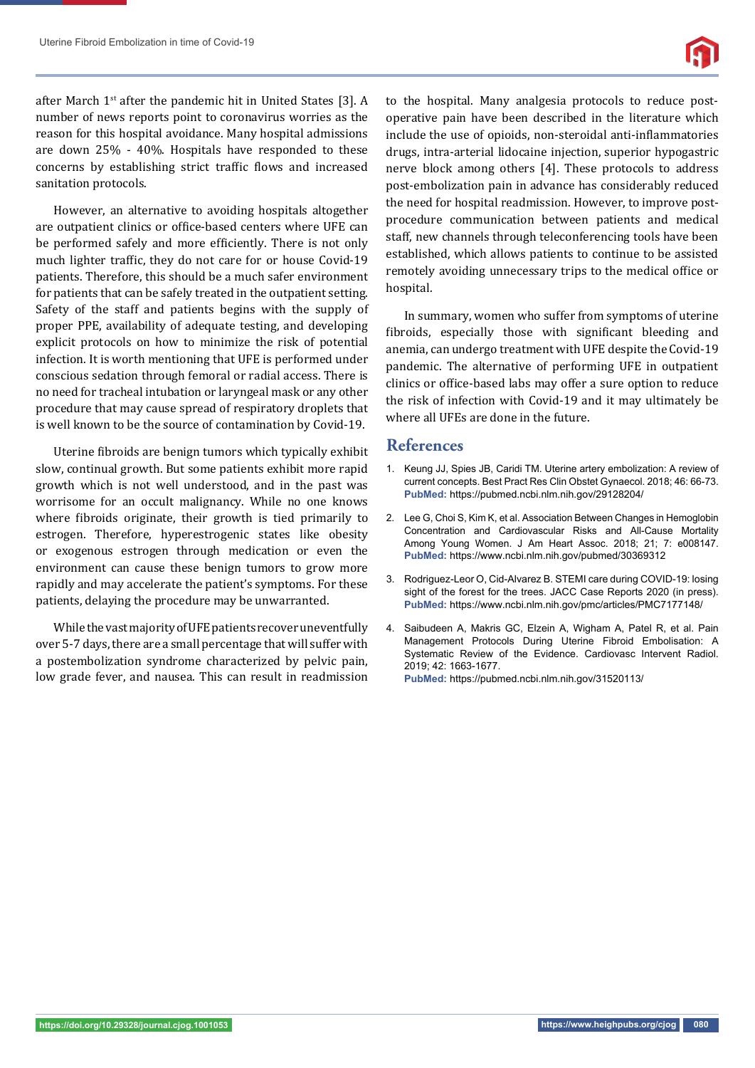after March 1st after the pandemic hit in United States [3]. A number of news reports point to coronavirus worries as the reason for this hospital avoidance. Many hospital admissions are down 25% - 40%. Hospitals have responded to these concerns by establishing strict traffic flows and increased sanitation protocols.

However, an alternative to avoiding hospitals altogether are outpatient clinics or office-based centers where UFE can be performed safely and more efficiently. There is not only much lighter traffic, they do not care for or house Covid-19 patients. Therefore, this should be a much safer environment for patients that can be safely treated in the outpatient setting. Safety of the staff and patients begins with the supply of proper PPE, availability of adequate testing, and developing explicit protocols on how to minimize the risk of potential infection. It is worth mentioning that UFE is performed under conscious sedation through femoral or radial access. There is no need for tracheal intubation or laryngeal mask or any other procedure that may cause spread of respiratory droplets that is well known to be the source of contamination by Covid-19.

Uterine fibroids are benign tumors which typically exhibit slow, continual growth. But some patients exhibit more rapid growth which is not well understood, and in the past was worrisome for an occult malignancy. While no one knows where fibroids originate, their growth is tied primarily to estrogen. Therefore, hyperestrogenic states like obesity or exogenous estrogen through medication or even the environment can cause these benign tumors to grow more rapidly and may accelerate the patient's symptoms. For these patients, delaying the procedure may be unwarranted.

While the vast majority of UFE patients recover uneventfully over 5-7 days, there are a small percentage that will suffer with a postembolization syndrome characterized by pelvic pain, low grade fever, and nausea. This can result in readmission to the hospital. Many analgesia protocols to reduce post-operative pain have been described in the literature which include the use of opioids, non-steroidal anti-inflammatories drugs, intra-arterial lidocaine injection, superior hypogastric nerve block among others [4]. These protocols to address post-embolization pain in advance has considerably reduced the need for hospital readmission. However, to improve post-procedure communication between patients and medical staff, new channels through teleconferencing tools have been established, which allows patients to continue to be assisted remotely avoiding unnecessary trips to the medical office or hospital.

In summary, women who suffer from symptoms of uterine fibroids, especially those with significant bleeding and anemia, can undergo treatment with UFE despite the Covid-19 pandemic. The alternative of performing UFE in outpatient clinics or office-based labs may offer a sure option to reduce the risk of infection with Covid-19 and it may ultimately be where all UFEs are done in the future.

## References

1. Keung JJ, Spies JB, Caridi TM. Uterine artery embolization: A review of current concepts. Best Pract Res Clin Obstet Gynaecol. 2018; 46: 66-73. **PubMed:** https://pubmed.ncbi.nlm.nih.gov/29128204/
2. Lee G, Choi S, Kim K, et al. Association Between Changes in Hemoglobin Concentration and Cardiovascular Risks and All-Cause Mortality Among Young Women. J Am Heart Assoc. 2018; 21; 7: e008147. **PubMed:** https://www.ncbi.nlm.nih.gov/pubmed/30369312
3. Rodriguez-Leor O, Cid-Alvarez B. STEMI care during COVID-19: losing sight of the forest for the trees. JACC Case Reports 2020 (in press). **PubMed:** https://www.ncbi.nlm.nih.gov/pmc/articles/PMC7177148/
4. Saibudeen A, Makris GC, Elzein A, Wigham A, Patel R, et al. Pain Management Protocols During Uterine Fibroid Embolisation: A Systematic Review of the Evidence. Cardiovasc Intervent Radiol. 2019; 42: 1663-1677. **PubMed:** https://pubmed.ncbi.nlm.nih.gov/31520113/